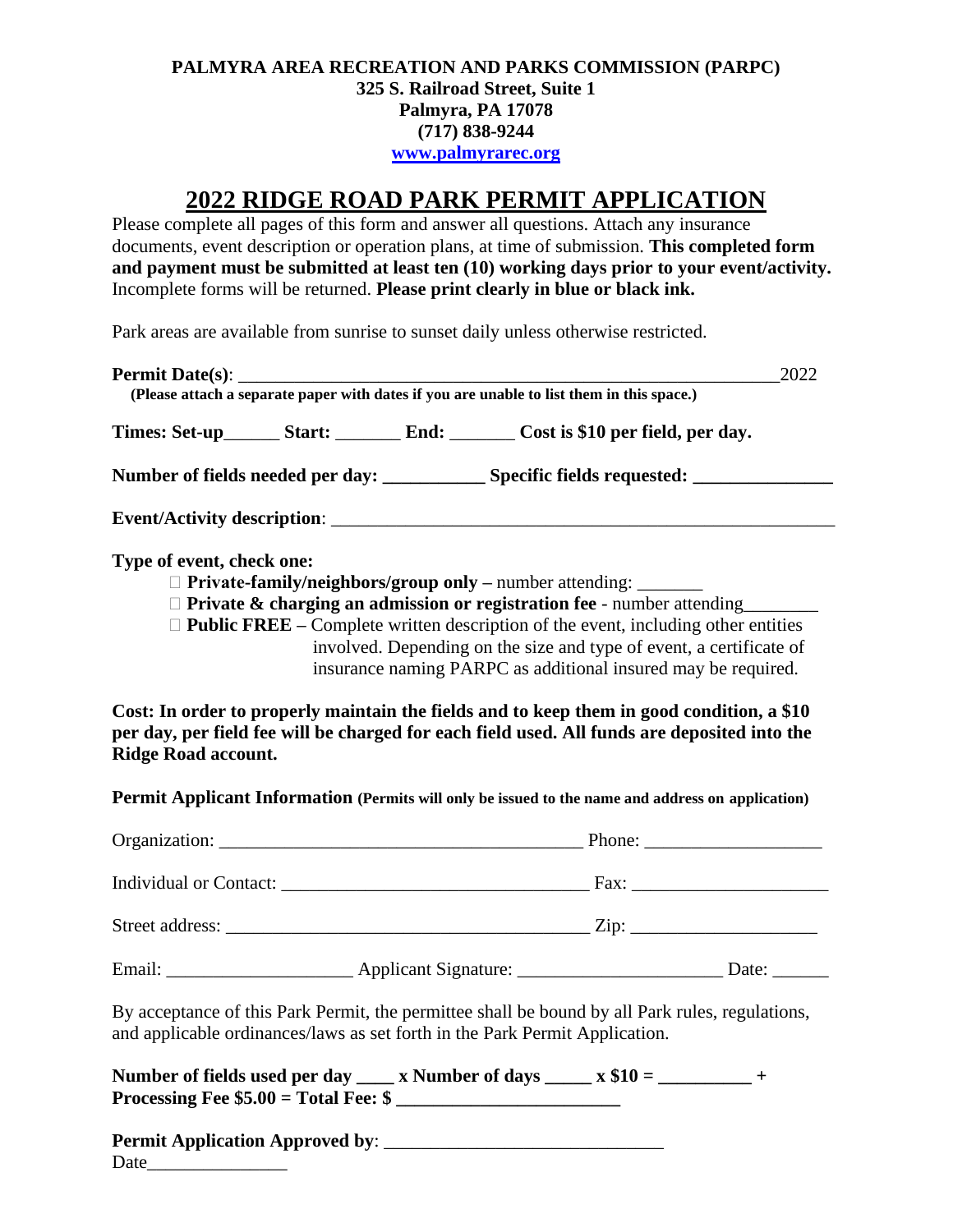**PALMYRA AREA RECREATION AND PARKS COMMISSION (PARPC)**
**325 S. Railroad Street, Suite 1**
**Palmyra, PA 17078**
**(717) 838-9244**
**www.palmyrarec.org**

# 2022 RIDGE ROAD PARK PERMIT APPLICATION

Please complete all pages of this form and answer all questions. Attach any insurance documents, event description or operation plans, at time of submission. **This completed form and payment must be submitted at least ten (10) working days prior to your event/activity.** Incomplete forms will be returned. **Please print clearly in blue or black ink.**

Park areas are available from sunrise to sunset daily unless otherwise restricted.

**Permit Date(s)**: ____________________________________________________________2022
**(Please attach a separate paper with dates if you are unable to list them in this space.)**

**Times: Set-up______ Start: _______ End: _______ Cost is $10 per field, per day.**

**Number of fields needed per day: __________ Specific fields requested: ______________**

**Event/Activity description**: ______________________________________________________

**Type of event, check one:**

- ☐ **Private-family/neighbors/group only –** number attending: _______
- ☐ **Private & charging an admission or registration fee** - number attending________
- ☐ **Public FREE –** Complete written description of the event, including other entities involved. Depending on the size and type of event, a certificate of insurance naming PARPC as additional insured may be required.

**Cost: In order to properly maintain the fields and to keep them in good condition, a $10 per day, per field fee will be charged for each field used. All funds are deposited into the Ridge Road account.**

**Permit Applicant Information (Permits will only be issued to the name and address on application)**

Organization: ______________________________________ Phone: __________________

Individual or Contact: ________________________________ Fax: ____________________

Street address: ______________________________________ Zip: ___________________

Email: ___________________ Applicant Signature: _____________________ Date: ______

By acceptance of this Park Permit, the permittee shall be bound by all Park rules, regulations, and applicable ordinances/laws as set forth in the Park Permit Application.

**Number of fields used per day ____ x Number of days _____ x $10 = __________ +**
**Processing Fee $5.00 = Total Fee: $ ______________________**

**Permit Application Approved by**: _____________________________
Date_______________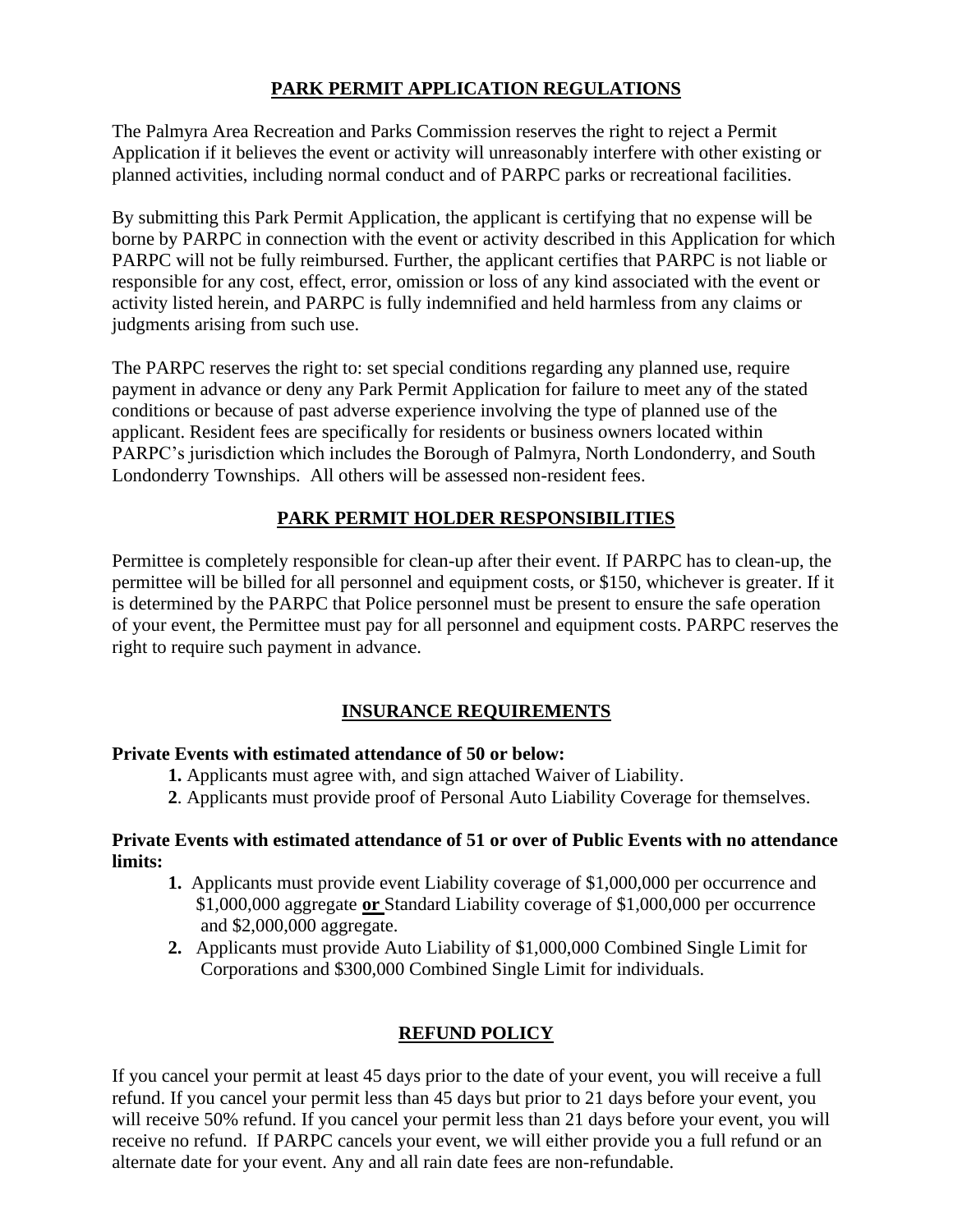## PARK PERMIT APPLICATION REGULATIONS

The Palmyra Area Recreation and Parks Commission reserves the right to reject a Permit Application if it believes the event or activity will unreasonably interfere with other existing or planned activities, including normal conduct and of PARPC parks or recreational facilities.

By submitting this Park Permit Application, the applicant is certifying that no expense will be borne by PARPC in connection with the event or activity described in this Application for which PARPC will not be fully reimbursed. Further, the applicant certifies that PARPC is not liable or responsible for any cost, effect, error, omission or loss of any kind associated with the event or activity listed herein, and PARPC is fully indemnified and held harmless from any claims or judgments arising from such use.

The PARPC reserves the right to: set special conditions regarding any planned use, require payment in advance or deny any Park Permit Application for failure to meet any of the stated conditions or because of past adverse experience involving the type of planned use of the applicant. Resident fees are specifically for residents or business owners located within PARPC's jurisdiction which includes the Borough of Palmyra, North Londonderry, and South Londonderry Townships. All others will be assessed non-resident fees.

## PARK PERMIT HOLDER RESPONSIBILITIES

Permittee is completely responsible for clean-up after their event. If PARPC has to clean-up, the permittee will be billed for all personnel and equipment costs, or $150, whichever is greater. If it is determined by the PARPC that Police personnel must be present to ensure the safe operation of your event, the Permittee must pay for all personnel and equipment costs. PARPC reserves the right to require such payment in advance.

## INSURANCE REQUIREMENTS

**Private Events with estimated attendance of 50 or below:**

1. Applicants must agree with, and sign attached Waiver of Liability.
2. Applicants must provide proof of Personal Auto Liability Coverage for themselves.

**Private Events with estimated attendance of 51 or over of Public Events with no attendance limits:**

1. Applicants must provide event Liability coverage of $1,000,000 per occurrence and $1,000,000 aggregate **or** Standard Liability coverage of $1,000,000 per occurrence and $2,000,000 aggregate.
2. Applicants must provide Auto Liability of $1,000,000 Combined Single Limit for Corporations and $300,000 Combined Single Limit for individuals.

## REFUND POLICY

If you cancel your permit at least 45 days prior to the date of your event, you will receive a full refund. If you cancel your permit less than 45 days but prior to 21 days before your event, you will receive 50% refund. If you cancel your permit less than 21 days before your event, you will receive no refund. If PARPC cancels your event, we will either provide you a full refund or an alternate date for your event. Any and all rain date fees are non-refundable.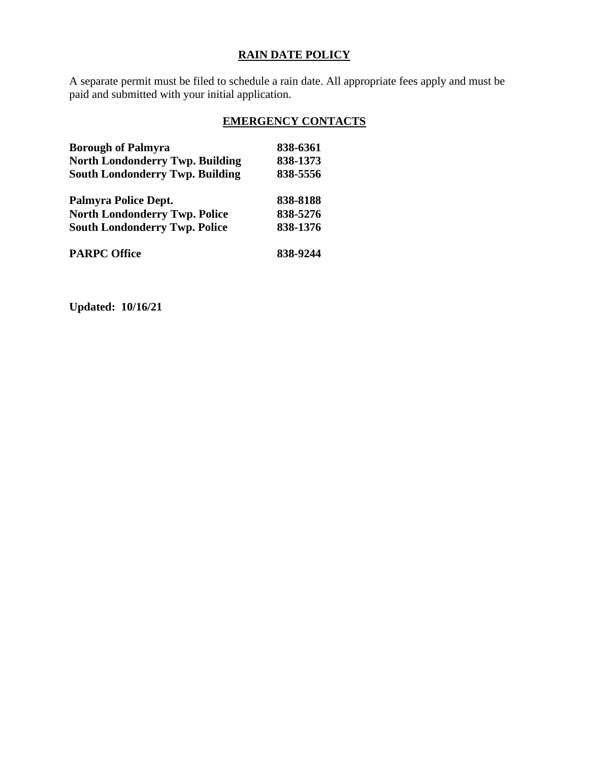## RAIN DATE POLICY

A separate permit must be filed to schedule a rain date. All appropriate fees apply and must be paid and submitted with your initial application.

## EMERGENCY CONTACTS

| | |
|---|---|
| **Borough of Palmyra** | **838-6361** |
| **North Londonderry Twp. Building** | **838-1373** |
| **South Londonderry Twp. Building** | **838-5556** |
| | |
| **Palmyra Police Dept.** | **838-8188** |
| **North Londonderry Twp. Police** | **838-5276** |
| **South Londonderry Twp. Police** | **838-1376** |
| | |
| **PARPC Office** | **838-9244** |

**Updated: 10/16/21**